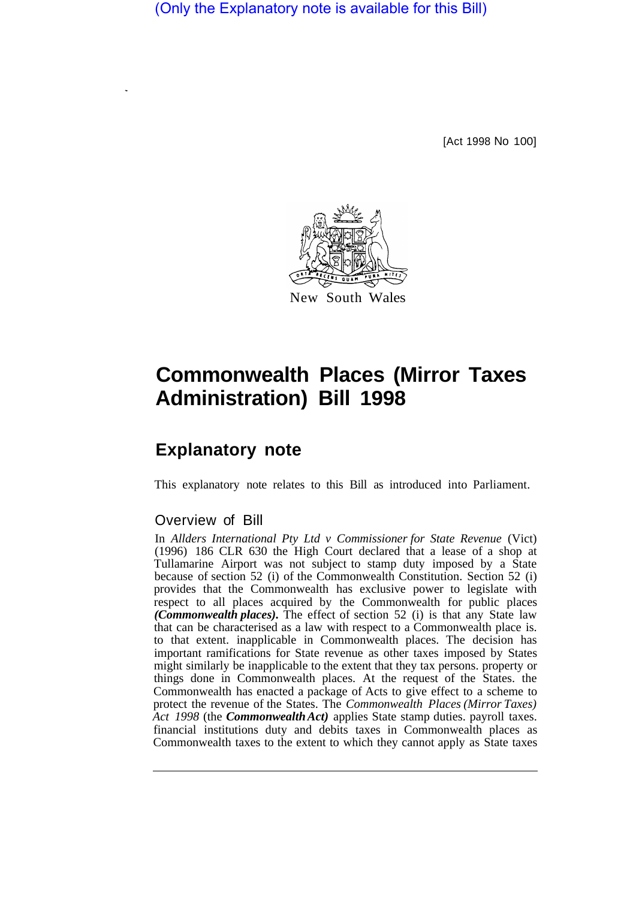(Only the Explanatory note is available for this Bill)

[Act 1998 No 100]

New South Wales

# Commonwealth Places (Mirror Taxes Administration) Bill 1998

## Explanatory note

This explanatory note relates to this Bill as introduced into Parliament.

### Overview of Bill

In *Allders International Pty Ltd v Commissioner for State Revenue* (Vict) (1996) 186 CLR 630 the High Court declared that a lease of a shop at Tullamarine Airport was not subject to stamp duty imposed by a State because of section 52 (i) of the Commonwealth Constitution. Section 52 (i) provides that the Commonwealth has exclusive power to legislate with respect to all places acquired by the Commonwealth for public places ***(Commonwealth places).*** The effect of section 52 (i) is that any State law that can be characterised as a law with respect to a Commonwealth place is. to that extent. inapplicable in Commonwealth places. The decision has important ramifications for State revenue as other taxes imposed by States might similarly be inapplicable to the extent that they tax persons. property or things done in Commonwealth places. At the request of the States. the Commonwealth has enacted a package of Acts to give effect to a scheme to protect the revenue of the States. The *Commonwealth Places (Mirror Taxes) Act 1998* (the ***Commonwealth Act)*** applies State stamp duties. payroll taxes. financial institutions duty and debits taxes in Commonwealth places as Commonwealth taxes to the extent to which they cannot apply as State taxes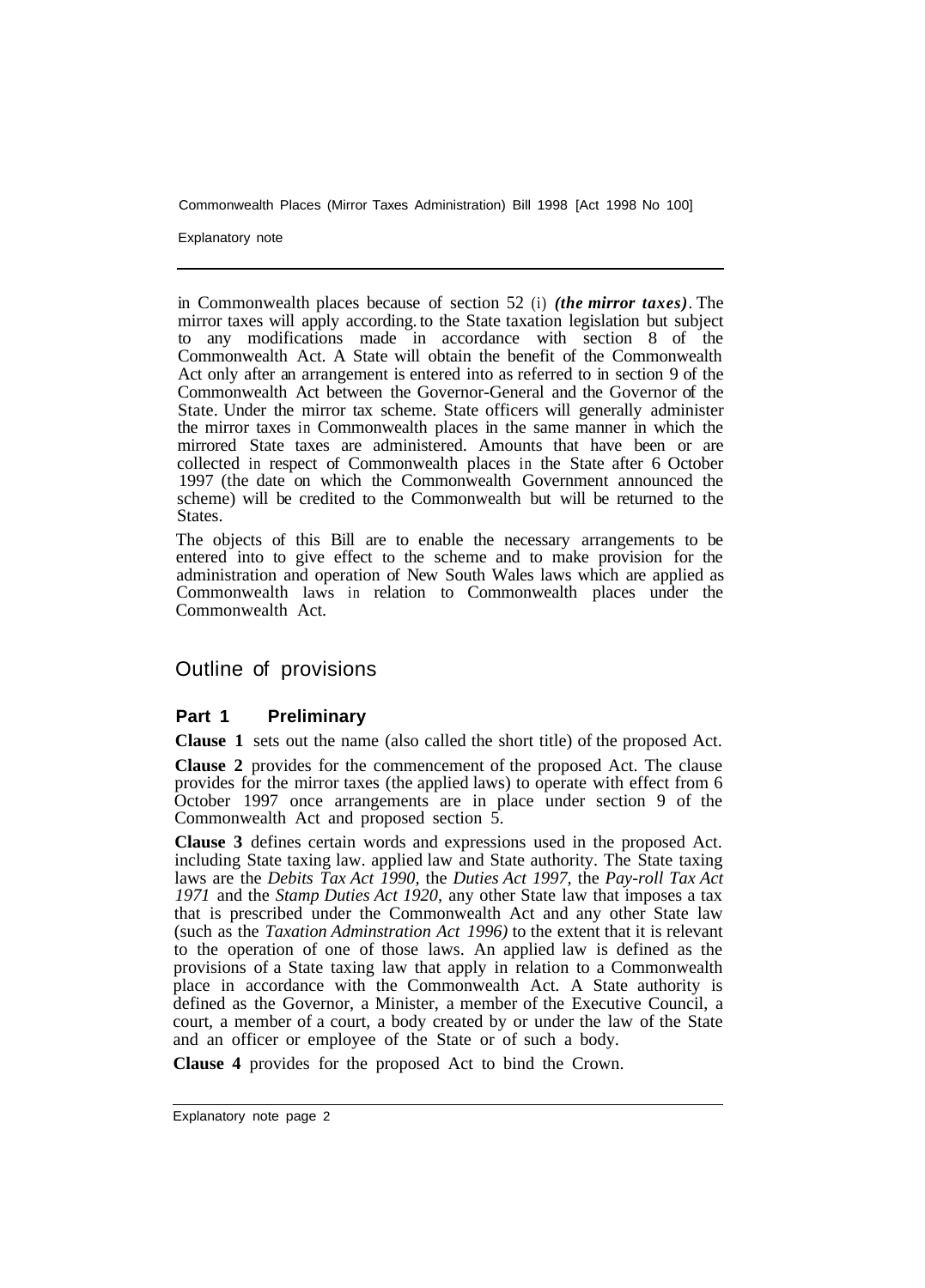in Commonwealth places because of section 52 (i) ***(the mirror taxes)***. The mirror taxes will apply according. to the State taxation legislation but subject to any modifications made in accordance with section 8 of the Commonwealth Act. A State will obtain the benefit of the Commonwealth Act only after an arrangement is entered into as referred to in section 9 of the Commonwealth Act between the Governor-General and the Governor of the State. Under the mirror tax scheme. State officers will generally administer the mirror taxes in Commonwealth places in the same manner in which the mirrored State taxes are administered. Amounts that have been or are collected in respect of Commonwealth places in the State after 6 October 1997 (the date on which the Commonwealth Government announced the scheme) will be credited to the Commonwealth but will be returned to the States.

The objects of this Bill are to enable the necessary arrangements to be entered into to give effect to the scheme and to make provision for the administration and operation of New South Wales laws which are applied as Commonwealth laws in relation to Commonwealth places under the Commonwealth Act.

## Outline of provisions

### Part 1 Preliminary

**Clause 1** sets out the name (also called the short title) of the proposed Act.

**Clause 2** provides for the commencement of the proposed Act. The clause provides for the mirror taxes (the applied laws) to operate with effect from 6 October 1997 once arrangements are in place under section 9 of the Commonwealth Act and proposed section 5.

**Clause 3** defines certain words and expressions used in the proposed Act. including State taxing law. applied law and State authority. The State taxing laws are the *Debits Tax Act 1990,* the *Duties Act 1997,* the *Pay-roll Tax Act 1971* and the *Stamp Duties Act 1920,* any other State law that imposes a tax that is prescribed under the Commonwealth Act and any other State law (such as the *Taxation Adminstration Act 1996)* to the extent that it is relevant to the operation of one of those laws. An applied law is defined as the provisions of a State taxing law that apply in relation to a Commonwealth place in accordance with the Commonwealth Act. A State authority is defined as the Governor, a Minister, a member of the Executive Council, a court, a member of a court, a body created by or under the law of the State and an officer or employee of the State or of such a body.

**Clause 4** provides for the proposed Act to bind the Crown.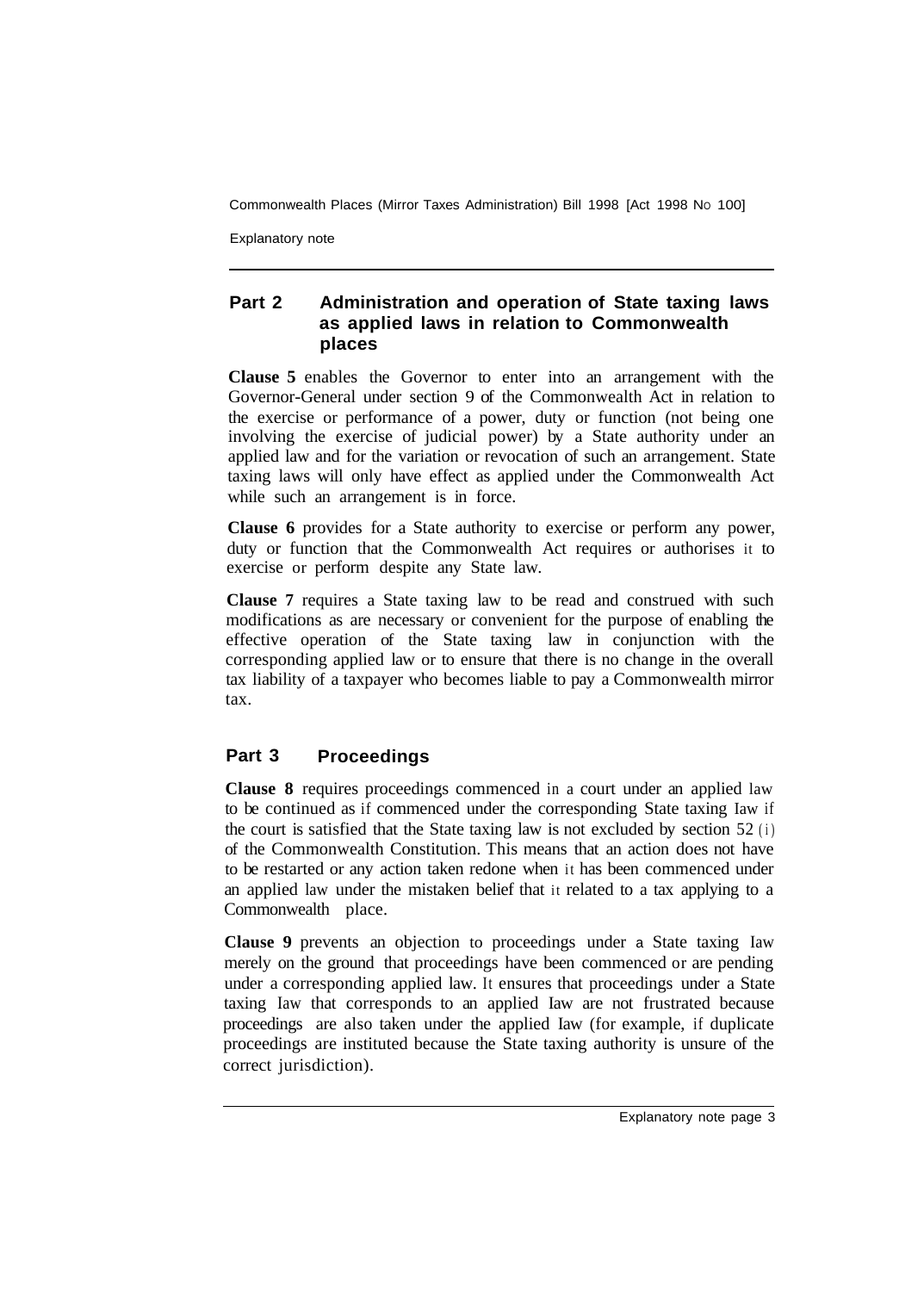## Part 2 Administration and operation of State taxing laws as applied laws in relation to Commonwealth places

**Clause 5** enables the Governor to enter into an arrangement with the Governor-General under section 9 of the Commonwealth Act in relation to the exercise or performance of a power, duty or function (not being one involving the exercise of judicial power) by a State authority under an applied law and for the variation or revocation of such an arrangement. State taxing laws will only have effect as applied under the Commonwealth Act while such an arrangement is in force.

**Clause 6** provides for a State authority to exercise or perform any power, duty or function that the Commonwealth Act requires or authorises it to exercise or perform despite any State law.

**Clause 7** requires a State taxing law to be read and construed with such modifications as are necessary or convenient for the purpose of enabling the effective operation of the State taxing law in conjunction with the corresponding applied law or to ensure that there is no change in the overall tax liability of a taxpayer who becomes liable to pay a Commonwealth mirror tax.

## Part 3 Proceedings

**Clause 8** requires proceedings commenced in a court under an applied law to be continued as if commenced under the corresponding State taxing law if the court is satisfied that the State taxing law is not excluded by section 52 (i) of the Commonwealth Constitution. This means that an action does not have to be restarted or any action taken redone when it has been commenced under an applied law under the mistaken belief that it related to a tax applying to a Commonwealth place.

**Clause 9** prevents an objection to proceedings under a State taxing law merely on the ground that proceedings have been commenced or are pending under a corresponding applied law. It ensures that proceedings under a State taxing law that corresponds to an applied law are not frustrated because proceedings are also taken under the applied law (for example, if duplicate proceedings are instituted because the State taxing authority is unsure of the correct jurisdiction).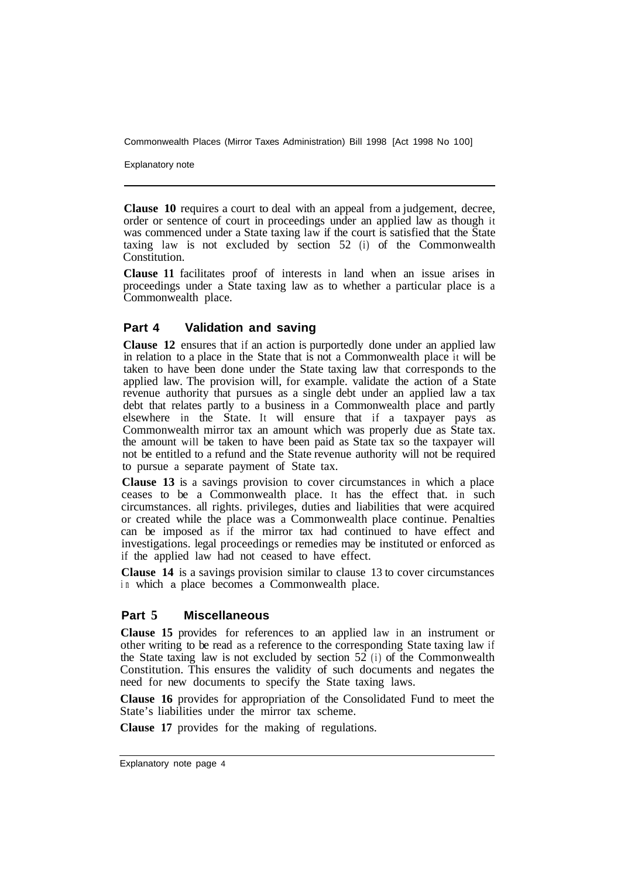**Clause 10** requires a court to deal with an appeal from a judgement, decree, order or sentence of court in proceedings under an applied law as though it was commenced under a State taxing law if the court is satisfied that the State taxing law is not excluded by section 52 (i) of the Commonwealth Constitution.

**Clause 11** facilitates proof of interests in land when an issue arises in proceedings under a State taxing law as to whether a particular place is a Commonwealth place.

## Part 4 Validation and saving

**Clause 12** ensures that if an action is purportedly done under an applied law in relation to a place in the State that is not a Commonwealth place it will be taken to have been done under the State taxing law that corresponds to the applied law. The provision will, for example. validate the action of a State revenue authority that pursues as a single debt under an applied law a tax debt that relates partly to a business in a Commonwealth place and partly elsewhere in the State. It will ensure that if a taxpayer pays as Commonwealth mirror tax an amount which was properly due as State tax. the amount will be taken to have been paid as State tax so the taxpayer will not be entitled to a refund and the State revenue authority will not be required to pursue a separate payment of State tax.

**Clause 13** is a savings provision to cover circumstances in which a place ceases to be a Commonwealth place. It has the effect that. in such circumstances. all rights. privileges, duties and liabilities that were acquired or created while the place was a Commonwealth place continue. Penalties can be imposed as if the mirror tax had continued to have effect and investigations. legal proceedings or remedies may be instituted or enforced as if the applied law had not ceased to have effect.

**Clause 14** is a savings provision similar to clause 13 to cover circumstances in which a place becomes a Commonwealth place.

## Part 5 Miscellaneous

**Clause 15** provides for references to an applied law in an instrument or other writing to be read as a reference to the corresponding State taxing law if the State taxing law is not excluded by section 52 (i) of the Commonwealth Constitution. This ensures the validity of such documents and negates the need for new documents to specify the State taxing laws.

**Clause 16** provides for appropriation of the Consolidated Fund to meet the State's liabilities under the mirror tax scheme.

**Clause 17** provides for the making of regulations.